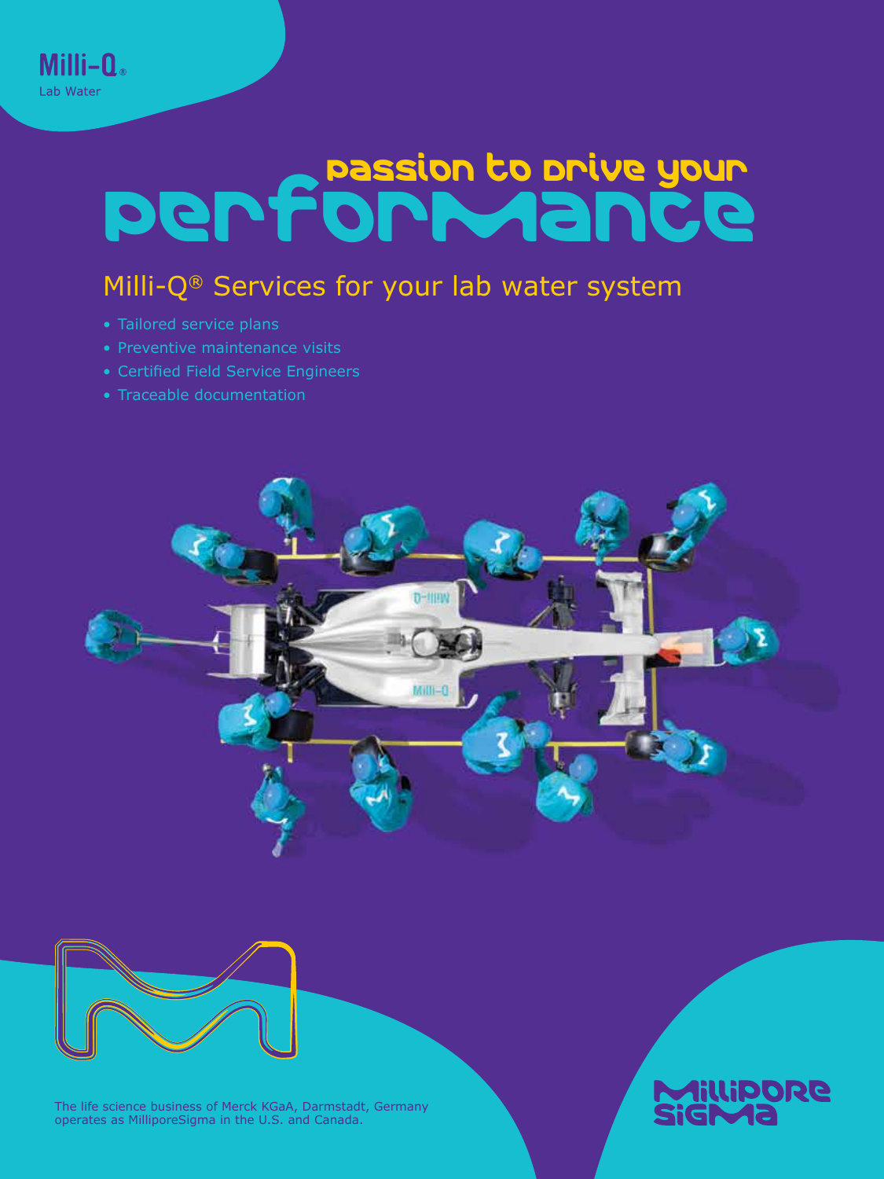Milli-Q®
Lab Water

# Passion to drive your performance

## Milli-Q® Services for your lab water system

- Tailored service plans
- Preventive maintenance visits
- Certified Field Service Engineers
- Traceable documentation

The life science business of Merck KGaA, Darmstadt, Germany operates as MilliporeSigma in the U.S. and Canada.

MilliporeSigma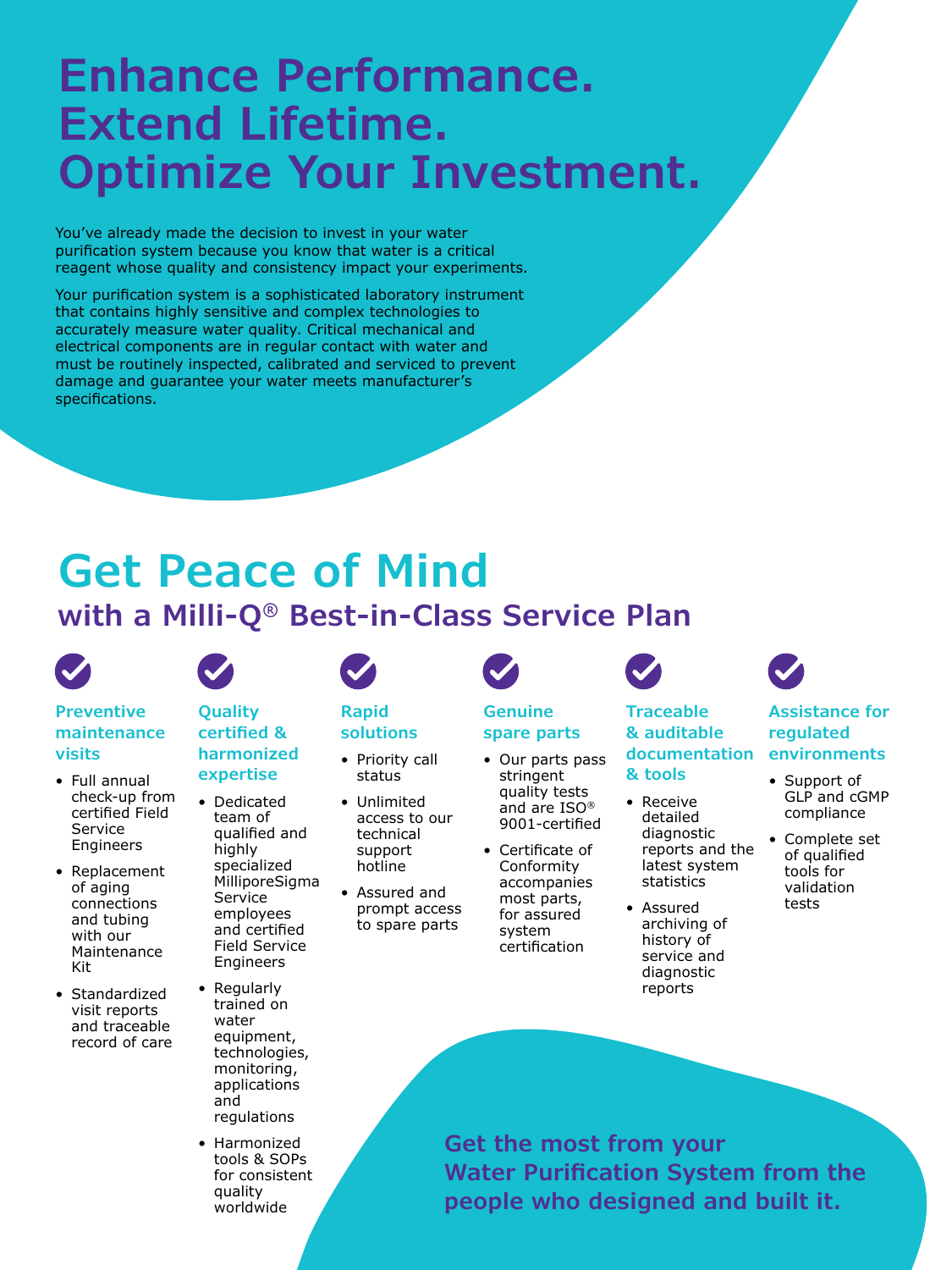# Enhance Performance. Extend Lifetime. Optimize Your Investment.

You've already made the decision to invest in your water purification system because you know that water is a critical reagent whose quality and consistency impact your experiments.

Your purification system is a sophisticated laboratory instrument that contains highly sensitive and complex technologies to accurately measure water quality. Critical mechanical and electrical components are in regular contact with water and must be routinely inspected, calibrated and serviced to prevent damage and guarantee your water meets manufacturer's specifications.

# Get Peace of Mind

## with a Milli-Q® Best-in-Class Service Plan

### Preventive maintenance visits

- Full annual check-up from certified Field Service Engineers
- Replacement of aging connections and tubing with our Maintenance Kit
- Standardized visit reports and traceable record of care

### Quality certified & harmonized expertise

- Dedicated team of qualified and highly specialized MilliporeSigma Service employees and certified Field Service Engineers
- Regularly trained on water equipment, technologies, monitoring, applications and regulations
- Harmonized tools & SOPs for consistent quality worldwide

### Rapid solutions

- Priority call status
- Unlimited access to our technical support hotline
- Assured and prompt access to spare parts

### Genuine spare parts

- Our parts pass stringent quality tests and are ISO® 9001-certified
- Certificate of Conformity accompanies most parts, for assured system certification

### Traceable & auditable documentation & tools

- Receive detailed diagnostic reports and the latest system statistics
- Assured archiving of history of service and diagnostic reports

### Assistance for regulated environments

- Support of GLP and cGMP compliance
- Complete set of qualified tools for validation tests

**Get the most from your Water Purification System from the people who designed and built it.**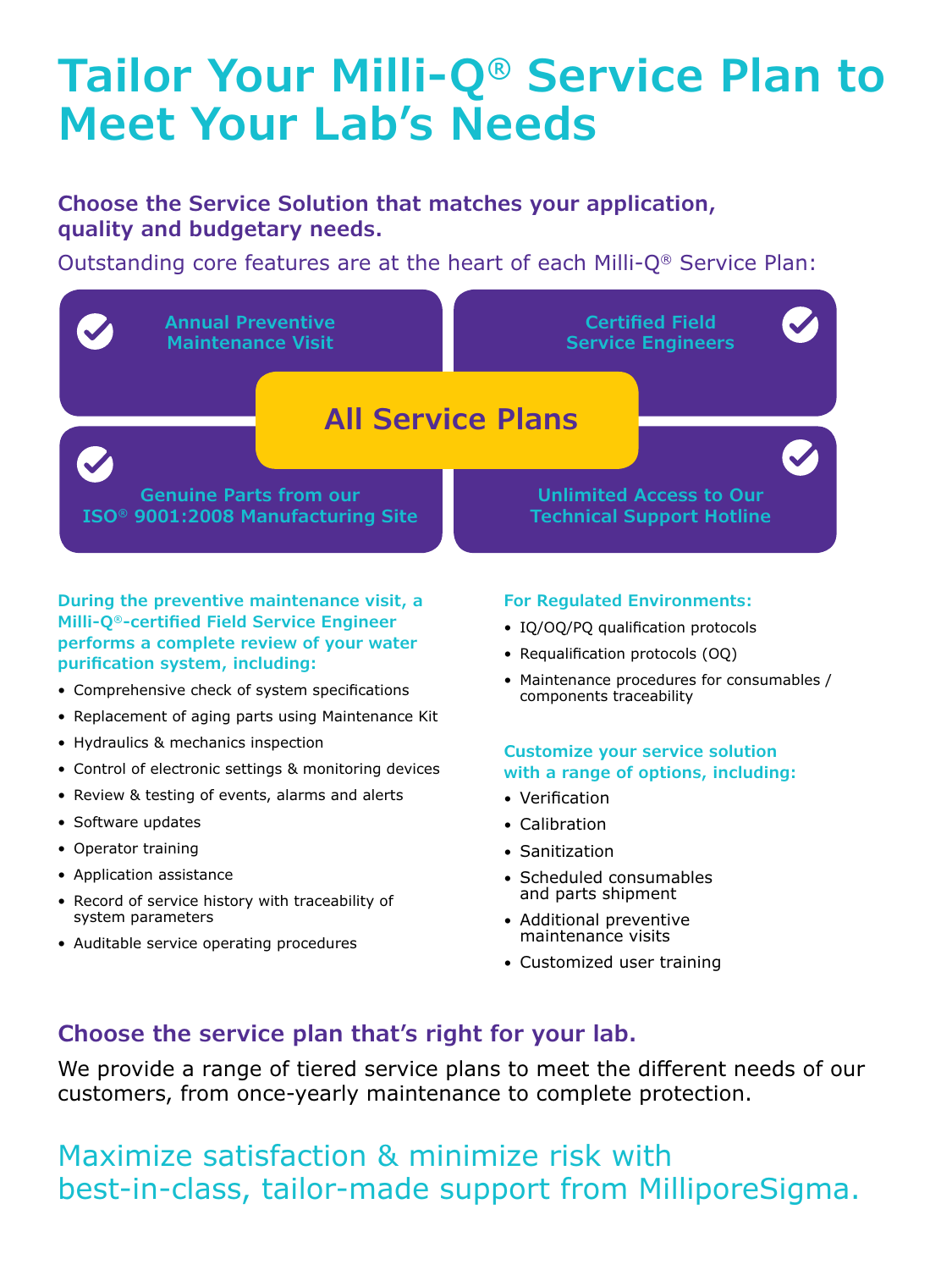# Tailor Your Milli-Q® Service Plan to Meet Your Lab's Needs

**Choose the Service Solution that matches your application, quality and budgetary needs.**

Outstanding core features are at the heart of each Milli-Q® Service Plan:

## All Service Plans

- Annual Preventive Maintenance Visit
- Certified Field Service Engineers
- Genuine Parts from our ISO® 9001:2008 Manufacturing Site
- Unlimited Access to Our Technical Support Hotline

**During the preventive maintenance visit, a Milli-Q®-certified Field Service Engineer performs a complete review of your water purification system, including:**

- Comprehensive check of system specifications
- Replacement of aging parts using Maintenance Kit
- Hydraulics & mechanics inspection
- Control of electronic settings & monitoring devices
- Review & testing of events, alarms and alerts
- Software updates
- Operator training
- Application assistance
- Record of service history with traceability of system parameters
- Auditable service operating procedures

**For Regulated Environments:**

- IQ/OQ/PQ qualification protocols
- Requalification protocols (OQ)
- Maintenance procedures for consumables / components traceability

**Customize your service solution with a range of options, including:**

- Verification
- Calibration
- Sanitization
- Scheduled consumables and parts shipment
- Additional preventive maintenance visits
- Customized user training

## Choose the service plan that's right for your lab.

We provide a range of tiered service plans to meet the different needs of our customers, from once-yearly maintenance to complete protection.

## Maximize satisfaction & minimize risk with best-in-class, tailor-made support from MilliporeSigma.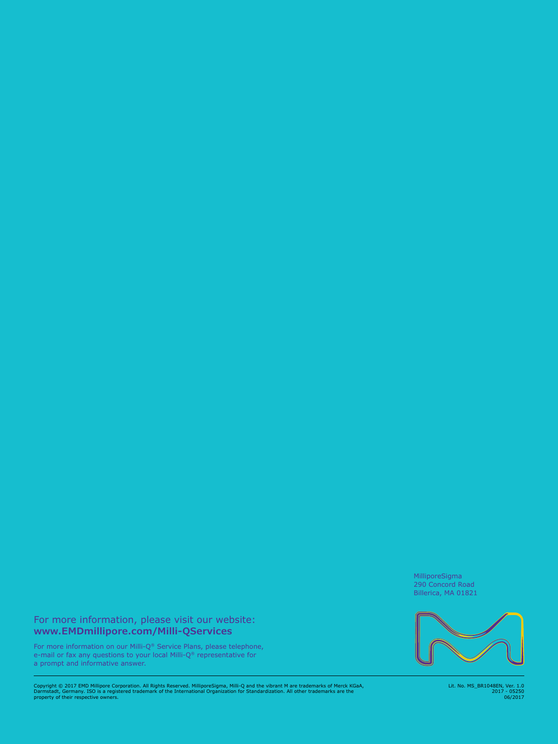MilliporeSigma
290 Concord Road
Billerica, MA 01821

For more information, please visit our website:
**www.EMDmillipore.com/Milli-QServices**

For more information on our Milli-Q® Service Plans, please telephone, e-mail or fax any questions to your local Milli-Q® representative for a prompt and informative answer.

Copyright © 2017 EMD Millipore Corporation. All Rights Reserved. MilliporeSigma, Milli-Q and the vibrant M are trademarks of Merck KGaA, Darmstadt, Germany. ISO is a registered trademark of the International Organization for Standardization. All other trademarks are the property of their respective owners.

Lit. No. MS_BR1048EN, Ver. 1.0
2017 - 05250
06/2017